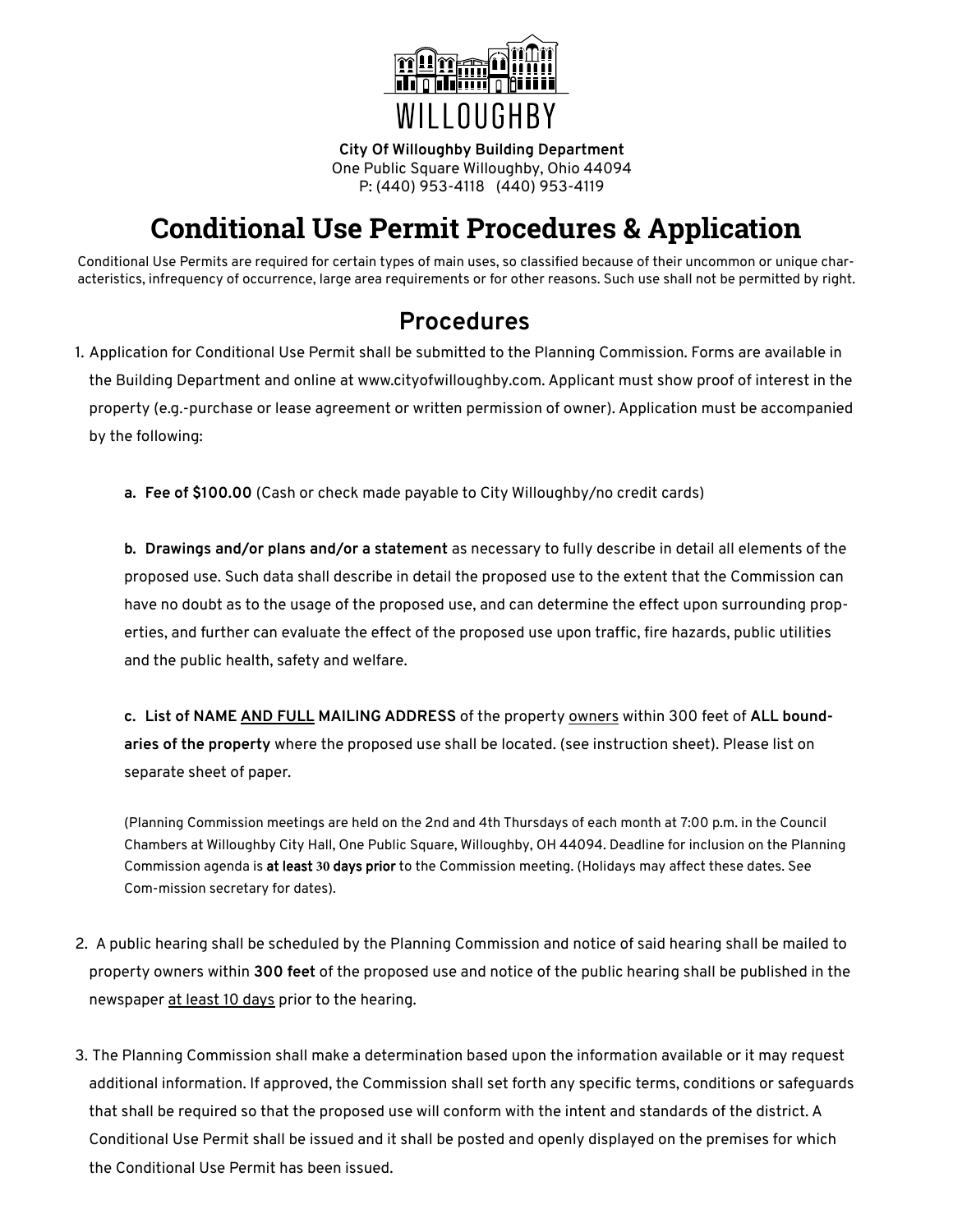WILLOUGHBY

**City Of Willoughby Building Department**
One Public Square Willoughby, Ohio 44094
P: (440) 953-4118 (440) 953-4119

# Conditional Use Permit Procedures & Application

Conditional Use Permits are required for certain types of main uses, so classified because of their uncommon or unique characteristics, infrequency of occurrence, large area requirements or for other reasons. Such use shall not be permitted by right.

## Procedures

1. Application for Conditional Use Permit shall be submitted to the Planning Commission. Forms are available in the Building Department and online at www.cityofwilloughby.com. Applicant must show proof of interest in the property (e.g.-purchase or lease agreement or written permission of owner). Application must be accompanied by the following:

   **a. Fee of $100.00** (Cash or check made payable to City Willoughby/no credit cards)

   **b. Drawings and/or plans and/or a statement** as necessary to fully describe in detail all elements of the proposed use. Such data shall describe in detail the proposed use to the extent that the Commission can have no doubt as to the usage of the proposed use, and can determine the effect upon surrounding properties, and further can evaluate the effect of the proposed use upon traffic, fire hazards, public utilities and the public health, safety and welfare.

   **c. List of NAME AND FULL MAILING ADDRESS** of the property owners within 300 feet of **ALL boundaries of the property** where the proposed use shall be located. (see instruction sheet). Please list on separate sheet of paper.

   (Planning Commission meetings are held on the 2nd and 4th Thursdays of each month at 7:00 p.m. in the Council Chambers at Willoughby City Hall, One Public Square, Willoughby, OH 44094. Deadline for inclusion on the Planning Commission agenda is **at least 30 days prior** to the Commission meeting. (Holidays may affect these dates. See Com-mission secretary for dates).

2. A public hearing shall be scheduled by the Planning Commission and notice of said hearing shall be mailed to property owners within **300 feet** of the proposed use and notice of the public hearing shall be published in the newspaper at least 10 days prior to the hearing.

3. The Planning Commission shall make a determination based upon the information available or it may request additional information. If approved, the Commission shall set forth any specific terms, conditions or safeguards that shall be required so that the proposed use will conform with the intent and standards of the district. A Conditional Use Permit shall be issued and it shall be posted and openly displayed on the premises for which the Conditional Use Permit has been issued.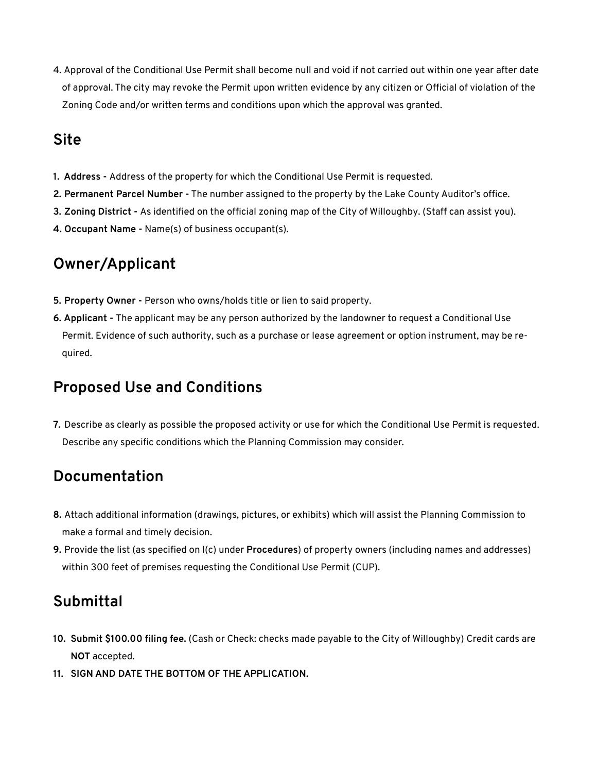4. Approval of the Conditional Use Permit shall become null and void if not carried out within one year after date of approval. The city may revoke the Permit upon written evidence by any citizen or Official of violation of the Zoning Code and/or written terms and conditions upon which the approval was granted.

## Site

1. **Address -** Address of the property for which the Conditional Use Permit is requested.
2. **Permanent Parcel Number -** The number assigned to the property by the Lake County Auditor's office.
3. **Zoning District -** As identified on the official zoning map of the City of Willoughby. (Staff can assist you).
4. **Occupant Name -** Name(s) of business occupant(s).

## Owner/Applicant

5. **Property Owner -** Person who owns/holds title or lien to said property.
6. **Applicant -** The applicant may be any person authorized by the landowner to request a Conditional Use Permit. Evidence of such authority, such as a purchase or lease agreement or option instrument, may be required.

## Proposed Use and Conditions

7. Describe as clearly as possible the proposed activity or use for which the Conditional Use Permit is requested. Describe any specific conditions which the Planning Commission may consider.

## Documentation

8. Attach additional information (drawings, pictures, or exhibits) which will assist the Planning Commission to make a formal and timely decision.
9. Provide the list (as specified on I(c) under **Procedures**) of property owners (including names and addresses) within 300 feet of premises requesting the Conditional Use Permit (CUP).

## Submittal

10. **Submit $100.00 filing fee.** (Cash or Check: checks made payable to the City of Willoughby) Credit cards are **NOT** accepted.
11. **SIGN AND DATE THE BOTTOM OF THE APPLICATION.**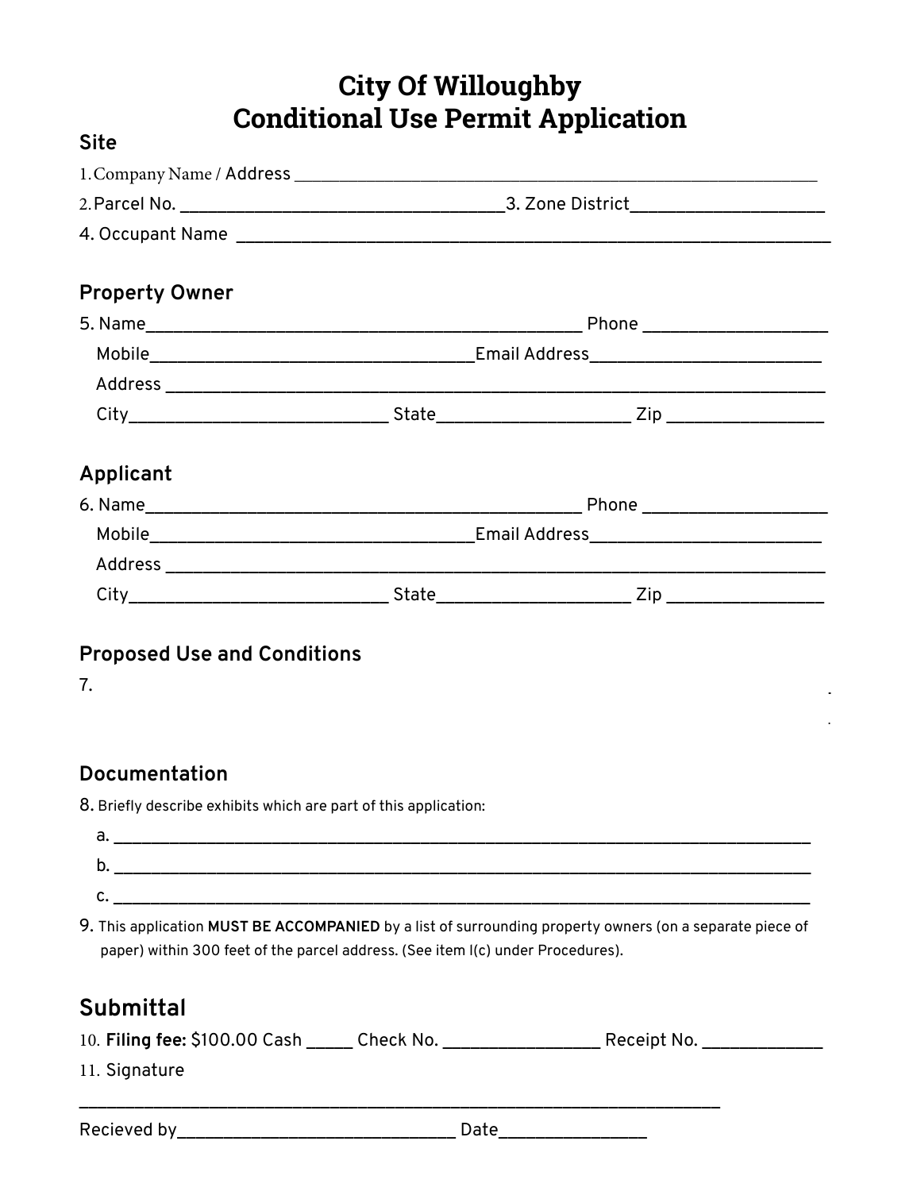# City Of Willoughby
# Conditional Use Permit Application

## Site

1. Company Name / Address ____________________________________________

2. Parcel No. ______________________________ 3. Zone District __________________

4. Occupant Name ________________________________________________________

## Property Owner

5. Name ________________________________________ Phone __________________

   Mobile ______________________________ Email Address ______________________

   Address ______________________________________________________________

   City ________________________ State __________________ Zip ________________

## Applicant

6. Name ________________________________________ Phone __________________

   Mobile ______________________________ Email Address ______________________

   Address ______________________________________________________________

   City ________________________ State __________________ Zip ________________

## Proposed Use and Conditions

7.

## Documentation

8. Briefly describe exhibits which are part of this application:

   a. ________________________________________________________________________

   b. ________________________________________________________________________

   c. ________________________________________________________________________

9. This application **MUST BE ACCOMPANIED** by a list of surrounding property owners (on a separate piece of paper) within 300 feet of the parcel address. (See item I(c) under Procedures).

## Submittal

10. **Filing fee:** $100.00 Cash _____ Check No. _______________ Receipt No. _____________

11. Signature

________________________________________________________________

Recieved by __________________________ Date ______________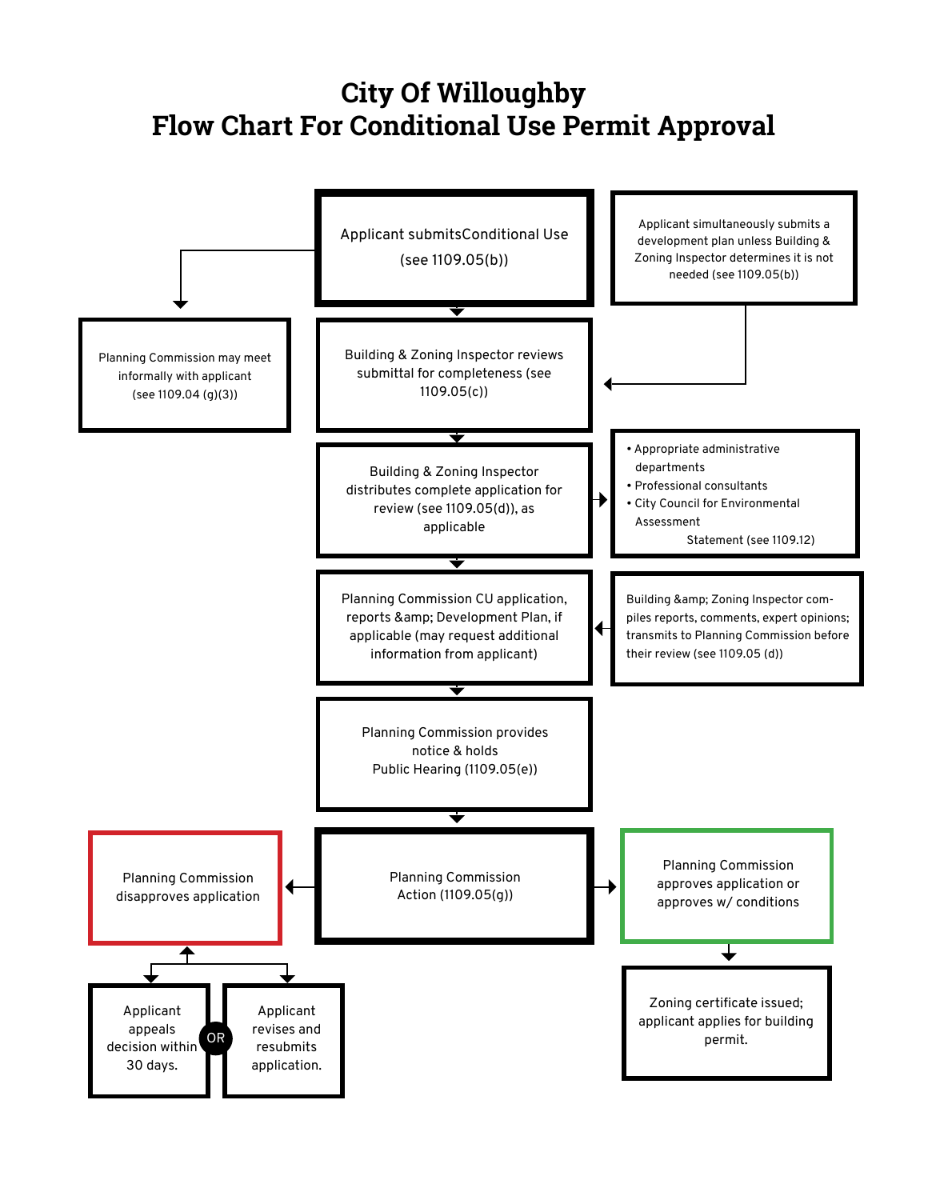# City Of Willoughby
# Flow Chart For Conditional Use Permit Approval

Applicant submitsConditional Use (see 1109.05(b))

Applicant simultaneously submits a development plan unless Building & Zoning Inspector determines it is not needed (see 1109.05(b))

Planning Commission may meet informally with applicant (see 1109.04 (g)(3))

Building & Zoning Inspector reviews submittal for completeness (see 1109.05(c))

Building & Zoning Inspector distributes complete application for review (see 1109.05(d)), as applicable

- Appropriate administrative departments
- Professional consultants
- City Council for Environmental Assessment Statement (see 1109.12)

Planning Commission CU application, reports &amp; Development Plan, if applicable (may request additional information from applicant)

Building &amp; Zoning Inspector compiles reports, comments, expert opinions; transmits to Planning Commission before their review (see 1109.05 (d))

Planning Commission provides notice & holds Public Hearing (1109.05(e))

Planning Commission Action (1109.05(g))

Planning Commission disapproves application

Applicant appeals decision within 30 days.

OR

Applicant revises and resubmits application.

Planning Commission approves application or approves w/ conditions

Zoning certificate issued; applicant applies for building permit.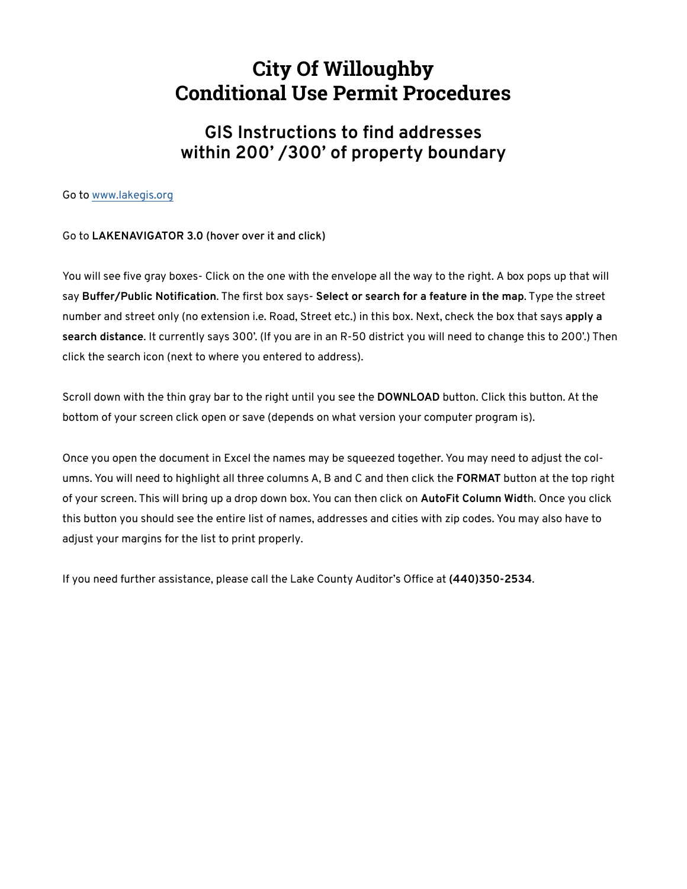# City Of Willoughby
# Conditional Use Permit Procedures

## GIS Instructions to find addresses within 200' /300' of property boundary

Go to www.lakegis.org

Go to **LAKENAVIGATOR 3.0 (hover over it and click)**

You will see five gray boxes- Click on the one with the envelope all the way to the right. A box pops up that will say **Buffer/Public Notification**. The first box says- **Select or search for a feature in the map**. Type the street number and street only (no extension i.e. Road, Street etc.) in this box. Next, check the box that says **apply a search distance**. It currently says 300'. (If you are in an R-50 district you will need to change this to 200'.) Then click the search icon (next to where you entered to address).

Scroll down with the thin gray bar to the right until you see the **DOWNLOAD** button. Click this button. At the bottom of your screen click open or save (depends on what version your computer program is).

Once you open the document in Excel the names may be squeezed together. You may need to adjust the columns. You will need to highlight all three columns A, B and C and then click the **FORMAT** button at the top right of your screen. This will bring up a drop down box. You can then click on **AutoFit Column Widt**h. Once you click this button you should see the entire list of names, addresses and cities with zip codes. You may also have to adjust your margins for the list to print properly.

If you need further assistance, please call the Lake County Auditor's Office at **(440)350-2534**.